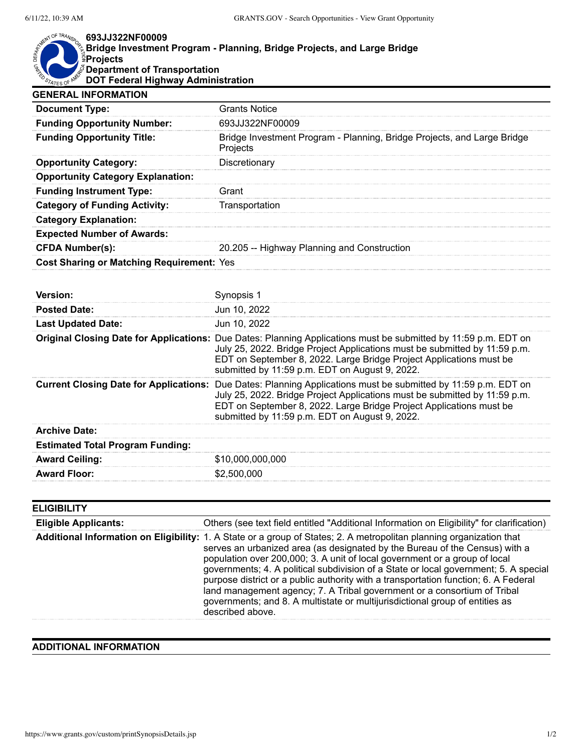**693JJ322NF00009**
**Bridge Investment Program - Planning, Bridge Projects, and Large Bridge Projects**
**Department of Transportation**
**DOT Federal Highway Administration**

## GENERAL INFORMATION

| | |
|---|---|
| **Document Type:** | Grants Notice |
| **Funding Opportunity Number:** | 693JJ322NF00009 |
| **Funding Opportunity Title:** | Bridge Investment Program - Planning, Bridge Projects, and Large Bridge Projects |
| **Opportunity Category:** | Discretionary |
| **Opportunity Category Explanation:** | |
| **Funding Instrument Type:** | Grant |
| **Category of Funding Activity:** | Transportation |
| **Category Explanation:** | |
| **Expected Number of Awards:** | |
| **CFDA Number(s):** | 20.205 -- Highway Planning and Construction |
| **Cost Sharing or Matching Requirement:** | Yes |

| | |
|---|---|
| **Version:** | Synopsis 1 |
| **Posted Date:** | Jun 10, 2022 |
| **Last Updated Date:** | Jun 10, 2022 |
| **Original Closing Date for Applications:** | Due Dates: Planning Applications must be submitted by 11:59 p.m. EDT on July 25, 2022. Bridge Project Applications must be submitted by 11:59 p.m. EDT on September 8, 2022. Large Bridge Project Applications must be submitted by 11:59 p.m. EDT on August 9, 2022. |
| **Current Closing Date for Applications:** | Due Dates: Planning Applications must be submitted by 11:59 p.m. EDT on July 25, 2022. Bridge Project Applications must be submitted by 11:59 p.m. EDT on September 8, 2022. Large Bridge Project Applications must be submitted by 11:59 p.m. EDT on August 9, 2022. |
| **Archive Date:** | |
| **Estimated Total Program Funding:** | |
| **Award Ceiling:** | $10,000,000,000 |
| **Award Floor:** | $2,500,000 |

## ELIGIBILITY

| | |
|---|---|
| **Eligible Applicants:** | Others (see text field entitled "Additional Information on Eligibility" for clarification) |
| **Additional Information on Eligibility:** | 1. A State or a group of States; 2. A metropolitan planning organization that serves an urbanized area (as designated by the Bureau of the Census) with a population over 200,000; 3. A unit of local government or a group of local governments; 4. A political subdivision of a State or local government; 5. A special purpose district or a public authority with a transportation function; 6. A Federal land management agency; 7. A Tribal government or a consortium of Tribal governments; and 8. A multistate or multijurisdictional group of entities as described above. |

## ADDITIONAL INFORMATION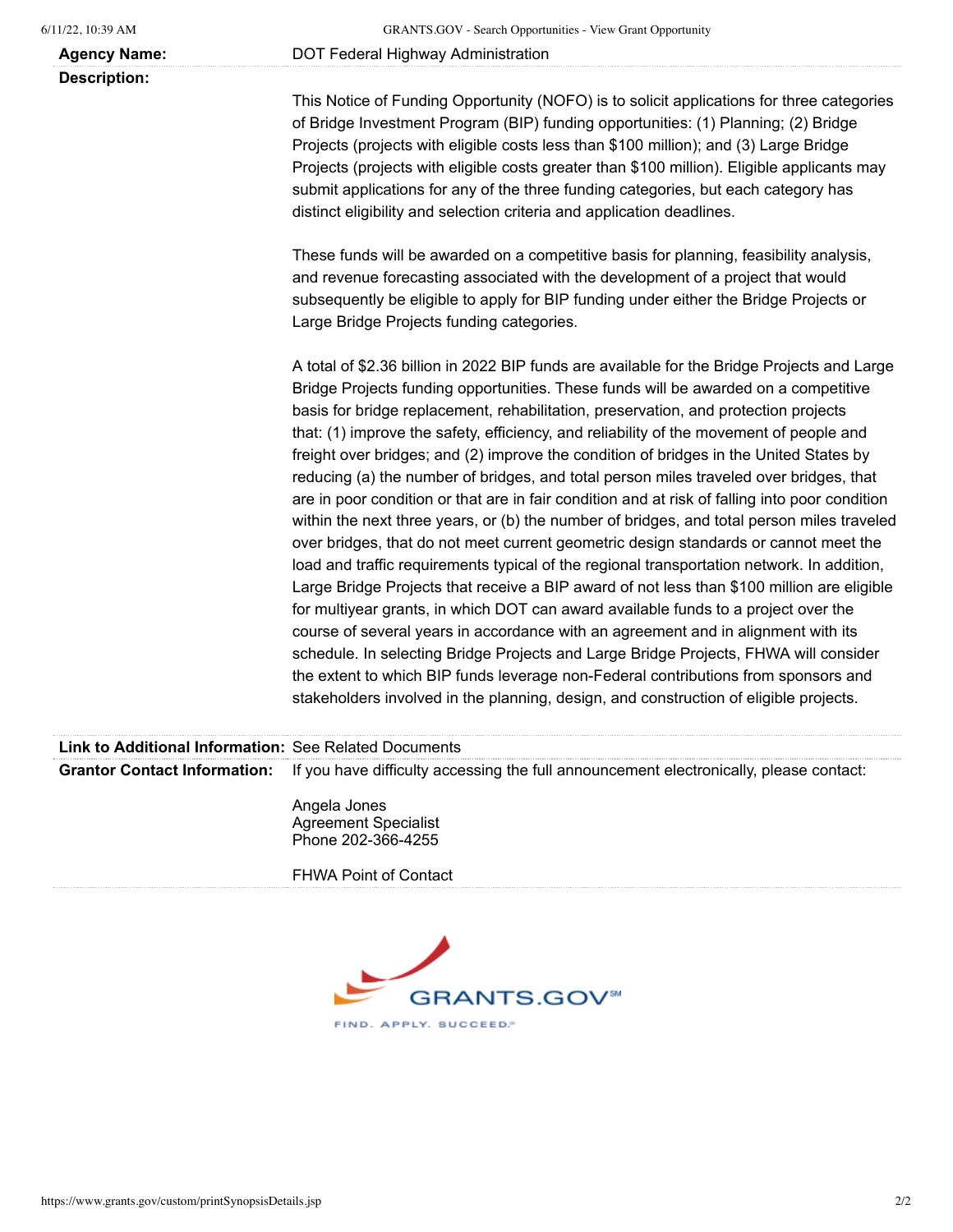**Agency Name:** DOT Federal Highway Administration

**Description:**

This Notice of Funding Opportunity (NOFO) is to solicit applications for three categories of Bridge Investment Program (BIP) funding opportunities: (1) Planning; (2) Bridge Projects (projects with eligible costs less than $100 million); and (3) Large Bridge Projects (projects with eligible costs greater than $100 million). Eligible applicants may submit applications for any of the three funding categories, but each category has distinct eligibility and selection criteria and application deadlines.

These funds will be awarded on a competitive basis for planning, feasibility analysis, and revenue forecasting associated with the development of a project that would subsequently be eligible to apply for BIP funding under either the Bridge Projects or Large Bridge Projects funding categories.

A total of $2.36 billion in 2022 BIP funds are available for the Bridge Projects and Large Bridge Projects funding opportunities. These funds will be awarded on a competitive basis for bridge replacement, rehabilitation, preservation, and protection projects that: (1) improve the safety, efficiency, and reliability of the movement of people and freight over bridges; and (2) improve the condition of bridges in the United States by reducing (a) the number of bridges, and total person miles traveled over bridges, that are in poor condition or that are in fair condition and at risk of falling into poor condition within the next three years, or (b) the number of bridges, and total person miles traveled over bridges, that do not meet current geometric design standards or cannot meet the load and traffic requirements typical of the regional transportation network. In addition, Large Bridge Projects that receive a BIP award of not less than $100 million are eligible for multiyear grants, in which DOT can award available funds to a project over the course of several years in accordance with an agreement and in alignment with its schedule. In selecting Bridge Projects and Large Bridge Projects, FHWA will consider the extent to which BIP funds leverage non-Federal contributions from sponsors and stakeholders involved in the planning, design, and construction of eligible projects.

**Link to Additional Information:** See Related Documents

**Grantor Contact Information:** If you have difficulty accessing the full announcement electronically, please contact:

Angela Jones
Agreement Specialist
Phone 202-366-4255

FHWA Point of Contact

GRANTS.GOV℠
FIND. APPLY. SUCCEED.